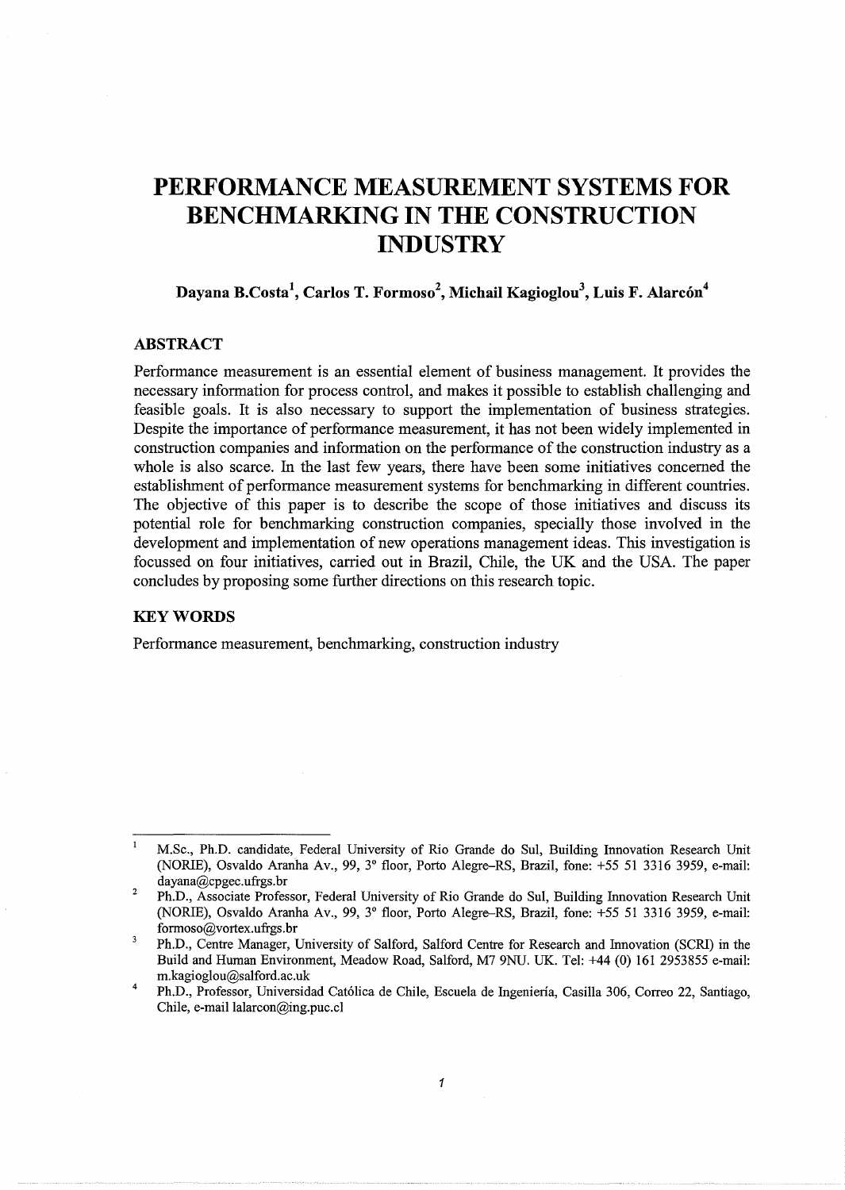# PERFORMANCE MEASUREMENT SYSTEMS FOR BENCHMARKING IN THE CONSTRUCTION INDUSTRY

**Dayana B.Costa[1], Carlos T. Formoso[2], Michail Kagioglou[3], Luis F. Alarcón[4]**

## ABSTRACT

Performance measurement is an essential element of business management. It provides the necessary information for process control, and makes it possible to establish challenging and feasible goals. It is also necessary to support the implementation of business strategies. Despite the importance of performance measurement, it has not been widely implemented in construction companies and information on the performance of the construction industry as a whole is also scarce. In the last few years, there have been some initiatives concerned the establishment of performance measurement systems for benchmarking in different countries. The objective of this paper is to describe the scope of those initiatives and discuss its potential role for benchmarking construction companies, specially those involved in the development and implementation of new operations management ideas. This investigation is focussed on four initiatives, carried out in Brazil, Chile, the UK and the USA. The paper concludes by proposing some further directions on this research topic.

## KEY WORDS

Performance measurement, benchmarking, construction industry

---

[1] M.Sc., Ph.D. candidate, Federal University of Rio Grande do Sul, Building Innovation Research Unit (NORIE), Osvaldo Aranha Av., 99, 3° floor, Porto Alegre–RS, Brazil, fone: +55 51 3316 3959, e-mail: dayana@cpgec.ufrgs.br

[2] Ph.D., Associate Professor, Federal University of Rio Grande do Sul, Building Innovation Research Unit (NORIE), Osvaldo Aranha Av., 99, 3° floor, Porto Alegre–RS, Brazil, fone: +55 51 3316 3959, e-mail: formoso@vortex.ufrgs.br

[3] Ph.D., Centre Manager, University of Salford, Salford Centre for Research and Innovation (SCRI) in the Build and Human Environment, Meadow Road, Salford, M7 9NU. UK. Tel: +44 (0) 161 2953855 e-mail: m.kagioglou@salford.ac.uk

[4] Ph.D., Professor, Universidad Católica de Chile, Escuela de Ingeniería, Casilla 306, Correo 22, Santiago, Chile, e-mail lalarcon@ing.puc.cl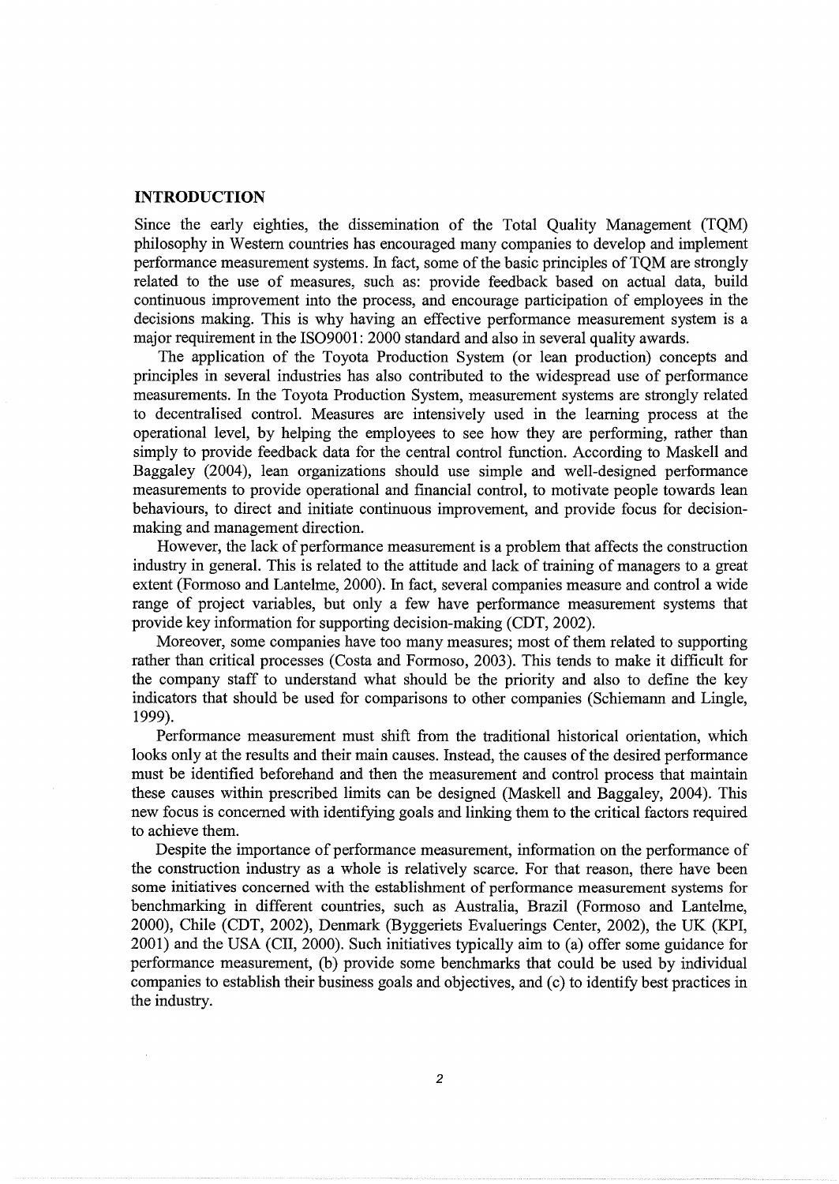## INTRODUCTION

Since the early eighties, the dissemination of the Total Quality Management (TQM) philosophy in Western countries has encouraged many companies to develop and implement performance measurement systems. In fact, some of the basic principles of TQM are strongly related to the use of measures, such as: provide feedback based on actual data, build continuous improvement into the process, and encourage participation of employees in the decisions making. This is why having an effective performance measurement system is a major requirement in the ISO9001: 2000 standard and also in several quality awards.

The application of the Toyota Production System (or lean production) concepts and principles in several industries has also contributed to the widespread use of performance measurements. In the Toyota Production System, measurement systems are strongly related to decentralised control. Measures are intensively used in the learning process at the operational level, by helping the employees to see how they are performing, rather than simply to provide feedback data for the central control function. According to Maskell and Baggaley (2004), lean organizations should use simple and well-designed performance measurements to provide operational and financial control, to motivate people towards lean behaviours, to direct and initiate continuous improvement, and provide focus for decision-making and management direction.

However, the lack of performance measurement is a problem that affects the construction industry in general. This is related to the attitude and lack of training of managers to a great extent (Formoso and Lantelme, 2000). In fact, several companies measure and control a wide range of project variables, but only a few have performance measurement systems that provide key information for supporting decision-making (CDT, 2002).

Moreover, some companies have too many measures; most of them related to supporting rather than critical processes (Costa and Formoso, 2003). This tends to make it difficult for the company staff to understand what should be the priority and also to define the key indicators that should be used for comparisons to other companies (Schiemann and Lingle, 1999).

Performance measurement must shift from the traditional historical orientation, which looks only at the results and their main causes. Instead, the causes of the desired performance must be identified beforehand and then the measurement and control process that maintain these causes within prescribed limits can be designed (Maskell and Baggaley, 2004). This new focus is concerned with identifying goals and linking them to the critical factors required to achieve them.

Despite the importance of performance measurement, information on the performance of the construction industry as a whole is relatively scarce. For that reason, there have been some initiatives concerned with the establishment of performance measurement systems for benchmarking in different countries, such as Australia, Brazil (Formoso and Lantelme, 2000), Chile (CDT, 2002), Denmark (Byggeriets Evaluerings Center, 2002), the UK (KPI, 2001) and the USA (CII, 2000). Such initiatives typically aim to (a) offer some guidance for performance measurement, (b) provide some benchmarks that could be used by individual companies to establish their business goals and objectives, and (c) to identify best practices in the industry.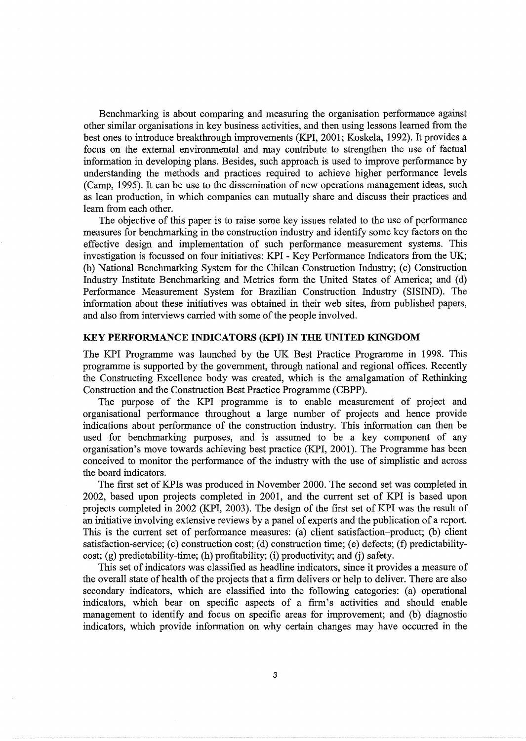Benchmarking is about comparing and measuring the organisation performance against other similar organisations in key business activities, and then using lessons learned from the best ones to introduce breakthrough improvements (KPI, 2001; Koskela, 1992). It provides a focus on the external environmental and may contribute to strengthen the use of factual information in developing plans. Besides, such approach is used to improve performance by understanding the methods and practices required to achieve higher performance levels (Camp, 1995). It can be use to the dissemination of new operations management ideas, such as lean production, in which companies can mutually share and discuss their practices and learn from each other.

The objective of this paper is to raise some key issues related to the use of performance measures for benchmarking in the construction industry and identify some key factors on the effective design and implementation of such performance measurement systems. This investigation is focussed on four initiatives: KPI - Key Performance Indicators from the UK; (b) National Benchmarking System for the Chilean Construction Industry; (c) Construction Industry Institute Benchmarking and Metrics form the United States of America; and (d) Performance Measurement System for Brazilian Construction Industry (SISIND). The information about these initiatives was obtained in their web sites, from published papers, and also from interviews carried with some of the people involved.

## KEY PERFORMANCE INDICATORS (KPI) IN THE UNITED KINGDOM

The KPI Programme was launched by the UK Best Practice Programme in 1998. This programme is supported by the government, through national and regional offices. Recently the Constructing Excellence body was created, which is the amalgamation of Rethinking Construction and the Construction Best Practice Programme (CBPP).

The purpose of the KPI programme is to enable measurement of project and organisational performance throughout a large number of projects and hence provide indications about performance of the construction industry. This information can then be used for benchmarking purposes, and is assumed to be a key component of any organisation's move towards achieving best practice (KPI, 2001). The Programme has been conceived to monitor the performance of the industry with the use of simplistic and across the board indicators.

The first set of KPIs was produced in November 2000. The second set was completed in 2002, based upon projects completed in 2001, and the current set of KPI is based upon projects completed in 2002 (KPI, 2003). The design of the first set of KPI was the result of an initiative involving extensive reviews by a panel of experts and the publication of a report. This is the current set of performance measures: (a) client satisfaction–product; (b) client satisfaction-service; (c) construction cost; (d) construction time; (e) defects; (f) predictability-cost; (g) predictability-time; (h) profitability; (i) productivity; and (j) safety.

This set of indicators was classified as headline indicators, since it provides a measure of the overall state of health of the projects that a firm delivers or help to deliver. There are also secondary indicators, which are classified into the following categories: (a) operational indicators, which bear on specific aspects of a firm's activities and should enable management to identify and focus on specific areas for improvement; and (b) diagnostic indicators, which provide information on why certain changes may have occurred in the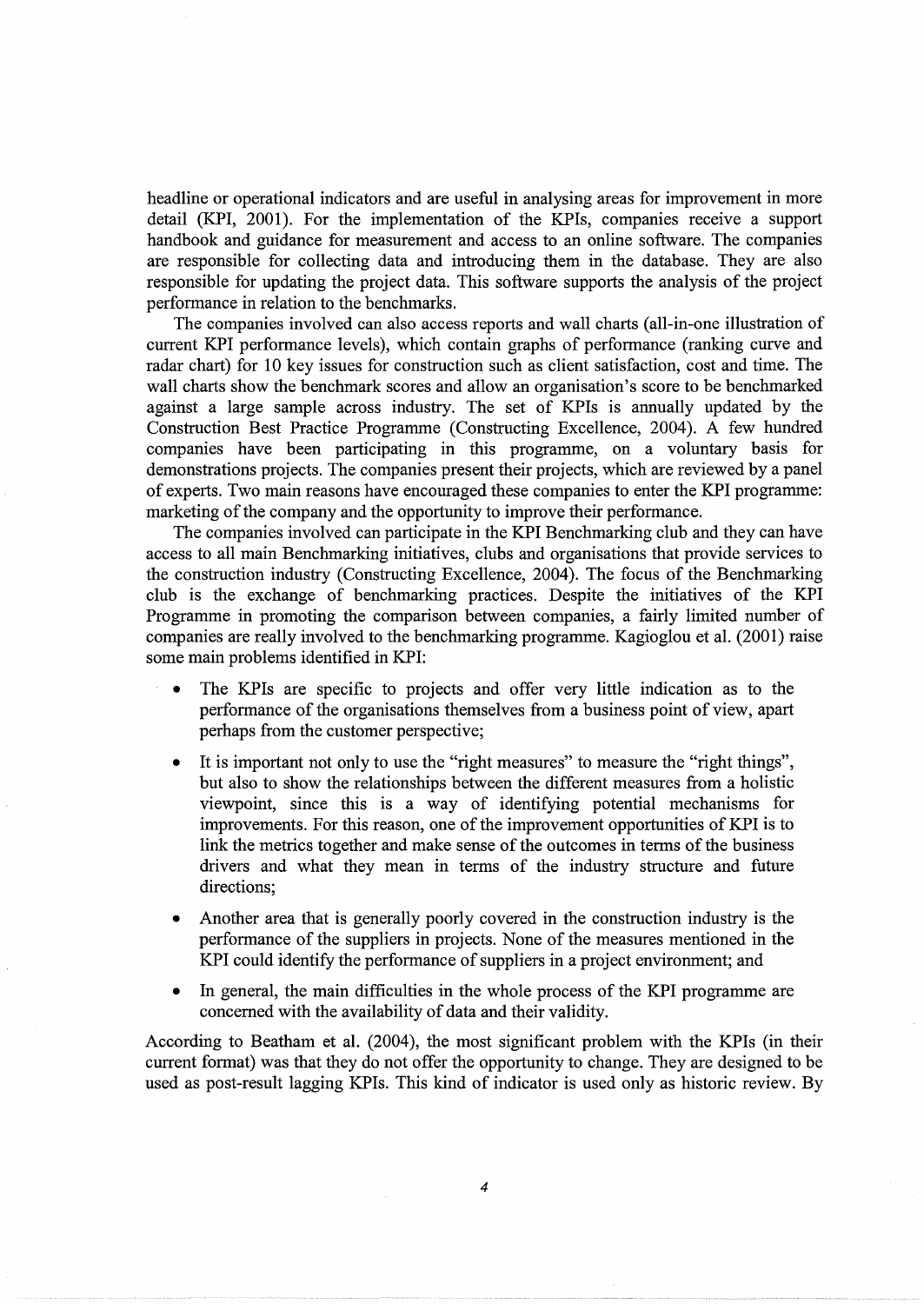headline or operational indicators and are useful in analysing areas for improvement in more detail (KPI, 2001). For the implementation of the KPIs, companies receive a support handbook and guidance for measurement and access to an online software. The companies are responsible for collecting data and introducing them in the database. They are also responsible for updating the project data. This software supports the analysis of the project performance in relation to the benchmarks.

The companies involved can also access reports and wall charts (all-in-one illustration of current KPI performance levels), which contain graphs of performance (ranking curve and radar chart) for 10 key issues for construction such as client satisfaction, cost and time. The wall charts show the benchmark scores and allow an organisation's score to be benchmarked against a large sample across industry. The set of KPIs is annually updated by the Construction Best Practice Programme (Constructing Excellence, 2004). A few hundred companies have been participating in this programme, on a voluntary basis for demonstrations projects. The companies present their projects, which are reviewed by a panel of experts. Two main reasons have encouraged these companies to enter the KPI programme: marketing of the company and the opportunity to improve their performance.

The companies involved can participate in the KPI Benchmarking club and they can have access to all main Benchmarking initiatives, clubs and organisations that provide services to the construction industry (Constructing Excellence, 2004). The focus of the Benchmarking club is the exchange of benchmarking practices. Despite the initiatives of the KPI Programme in promoting the comparison between companies, a fairly limited number of companies are really involved to the benchmarking programme. Kagioglou et al. (2001) raise some main problems identified in KPI:

- The KPIs are specific to projects and offer very little indication as to the performance of the organisations themselves from a business point of view, apart perhaps from the customer perspective;
- It is important not only to use the "right measures" to measure the "right things", but also to show the relationships between the different measures from a holistic viewpoint, since this is a way of identifying potential mechanisms for improvements. For this reason, one of the improvement opportunities of KPI is to link the metrics together and make sense of the outcomes in terms of the business drivers and what they mean in terms of the industry structure and future directions;
- Another area that is generally poorly covered in the construction industry is the performance of the suppliers in projects. None of the measures mentioned in the KPI could identify the performance of suppliers in a project environment; and
- In general, the main difficulties in the whole process of the KPI programme are concerned with the availability of data and their validity.

According to Beatham et al. (2004), the most significant problem with the KPIs (in their current format) was that they do not offer the opportunity to change. They are designed to be used as post-result lagging KPIs. This kind of indicator is used only as historic review. By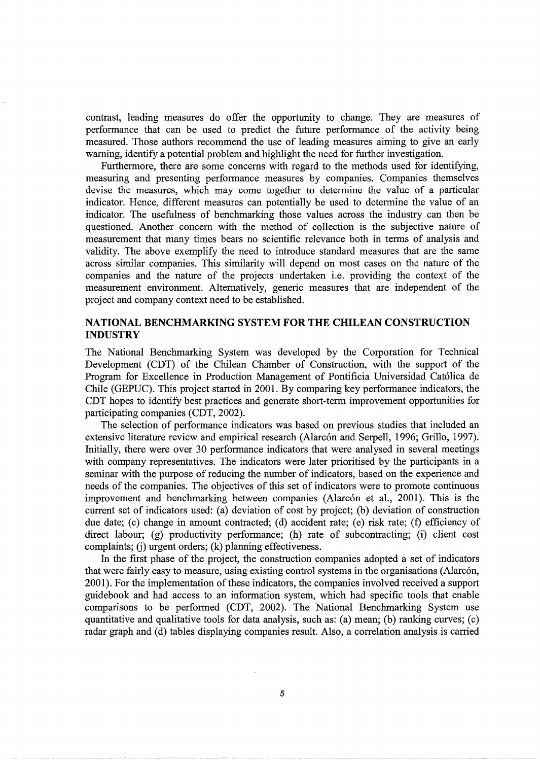contrast, leading measures do offer the opportunity to change. They are measures of performance that can be used to predict the future performance of the activity being measured. Those authors recommend the use of leading measures aiming to give an early warning, identify a potential problem and highlight the need for further investigation.

Furthermore, there are some concerns with regard to the methods used for identifying, measuring and presenting performance measures by companies. Companies themselves devise the measures, which may come together to determine the value of a particular indicator. Hence, different measures can potentially be used to determine the value of an indicator. The usefulness of benchmarking those values across the industry can then be questioned. Another concern with the method of collection is the subjective nature of measurement that many times bears no scientific relevance both in terms of analysis and validity. The above exemplify the need to introduce standard measures that are the same across similar companies. This similarity will depend on most cases on the nature of the companies and the nature of the projects undertaken i.e. providing the context of the measurement environment. Alternatively, generic measures that are independent of the project and company context need to be established.

## NATIONAL BENCHMARKING SYSTEM FOR THE CHILEAN CONSTRUCTION INDUSTRY

The National Benchmarking System was developed by the Corporation for Technical Development (CDT) of the Chilean Chamber of Construction, with the support of the Program for Excellence in Production Management of Pontificia Universidad Católica de Chile (GEPUC). This project started in 2001. By comparing key performance indicators, the CDT hopes to identify best practices and generate short-term improvement opportunities for participating companies (CDT, 2002).

The selection of performance indicators was based on previous studies that included an extensive literature review and empirical research (Alarcón and Serpell, 1996; Grillo, 1997). Initially, there were over 30 performance indicators that were analysed in several meetings with company representatives. The indicators were later prioritised by the participants in a seminar with the purpose of reducing the number of indicators, based on the experience and needs of the companies. The objectives of this set of indicators were to promote continuous improvement and benchmarking between companies (Alarcón et al., 2001). This is the current set of indicators used: (a) deviation of cost by project; (b) deviation of construction due date; (c) change in amount contracted; (d) accident rate; (e) risk rate; (f) efficiency of direct labour; (g) productivity performance; (h) rate of subcontracting; (i) client cost complaints; (j) urgent orders; (k) planning effectiveness.

In the first phase of the project, the construction companies adopted a set of indicators that were fairly easy to measure, using existing control systems in the organisations (Alarcón, 2001). For the implementation of these indicators, the companies involved received a support guidebook and had access to an information system, which had specific tools that enable comparisons to be performed (CDT, 2002). The National Benchmarking System use quantitative and qualitative tools for data analysis, such as: (a) mean; (b) ranking curves; (c) radar graph and (d) tables displaying companies result. Also, a correlation analysis is carried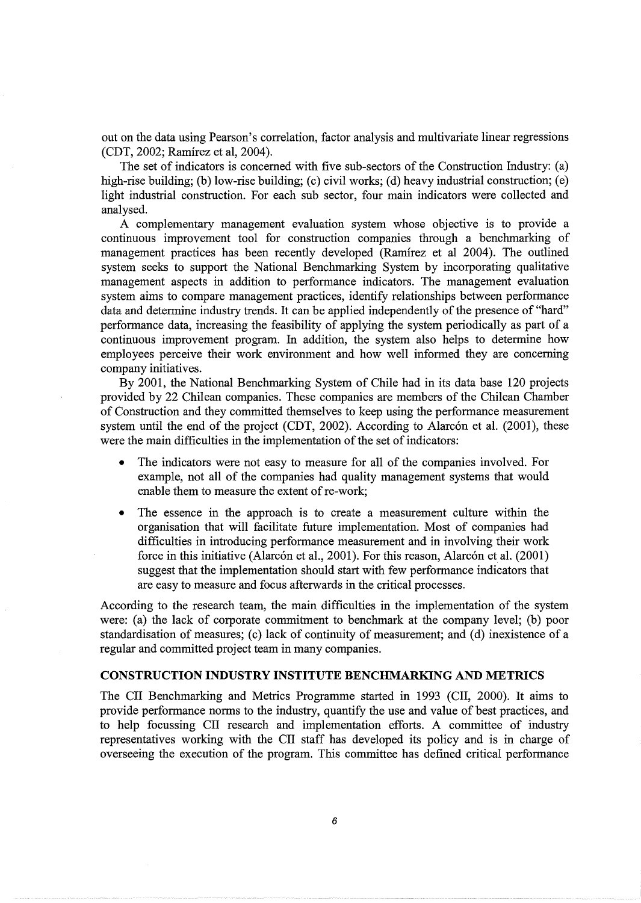out on the data using Pearson's correlation, factor analysis and multivariate linear regressions (CDT, 2002; Ramírez et al, 2004).

The set of indicators is concerned with five sub-sectors of the Construction Industry: (a) high-rise building; (b) low-rise building; (c) civil works; (d) heavy industrial construction; (e) light industrial construction. For each sub sector, four main indicators were collected and analysed.

A complementary management evaluation system whose objective is to provide a continuous improvement tool for construction companies through a benchmarking of management practices has been recently developed (Ramírez et al 2004). The outlined system seeks to support the National Benchmarking System by incorporating qualitative management aspects in addition to performance indicators. The management evaluation system aims to compare management practices, identify relationships between performance data and determine industry trends. It can be applied independently of the presence of "hard" performance data, increasing the feasibility of applying the system periodically as part of a continuous improvement program. In addition, the system also helps to determine how employees perceive their work environment and how well informed they are concerning company initiatives.

By 2001, the National Benchmarking System of Chile had in its data base 120 projects provided by 22 Chilean companies. These companies are members of the Chilean Chamber of Construction and they committed themselves to keep using the performance measurement system until the end of the project (CDT, 2002). According to Alarcón et al. (2001), these were the main difficulties in the implementation of the set of indicators:

- The indicators were not easy to measure for all of the companies involved. For example, not all of the companies had quality management systems that would enable them to measure the extent of re-work;
- The essence in the approach is to create a measurement culture within the organisation that will facilitate future implementation. Most of companies had difficulties in introducing performance measurement and in involving their work force in this initiative (Alarcón et al., 2001). For this reason, Alarcón et al. (2001) suggest that the implementation should start with few performance indicators that are easy to measure and focus afterwards in the critical processes.

According to the research team, the main difficulties in the implementation of the system were: (a) the lack of corporate commitment to benchmark at the company level; (b) poor standardisation of measures; (c) lack of continuity of measurement; and (d) inexistence of a regular and committed project team in many companies.

## CONSTRUCTION INDUSTRY INSTITUTE BENCHMARKING AND METRICS

The CII Benchmarking and Metrics Programme started in 1993 (CII, 2000). It aims to provide performance norms to the industry, quantify the use and value of best practices, and to help focussing CII research and implementation efforts. A committee of industry representatives working with the CII staff has developed its policy and is in charge of overseeing the execution of the program. This committee has defined critical performance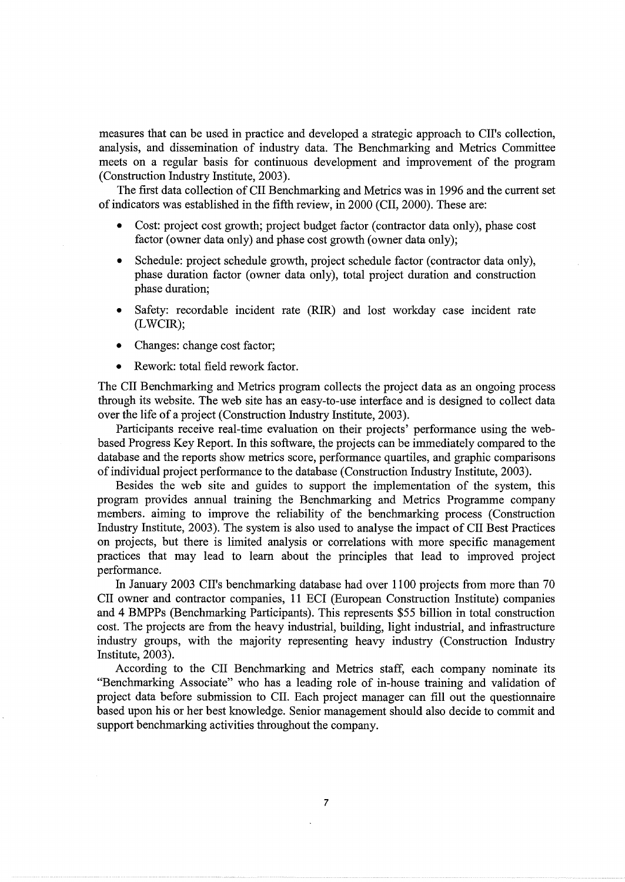measures that can be used in practice and developed a strategic approach to CII's collection, analysis, and dissemination of industry data. The Benchmarking and Metrics Committee meets on a regular basis for continuous development and improvement of the program (Construction Industry Institute, 2003).

The first data collection of CII Benchmarking and Metrics was in 1996 and the current set of indicators was established in the fifth review, in 2000 (CII, 2000). These are:

- Cost: project cost growth; project budget factor (contractor data only), phase cost factor (owner data only) and phase cost growth (owner data only);
- Schedule: project schedule growth, project schedule factor (contractor data only), phase duration factor (owner data only), total project duration and construction phase duration;
- Safety: recordable incident rate (RIR) and lost workday case incident rate (LWCIR);
- Changes: change cost factor;
- Rework: total field rework factor.

The CII Benchmarking and Metrics program collects the project data as an ongoing process through its website. The web site has an easy-to-use interface and is designed to collect data over the life of a project (Construction Industry Institute, 2003).

Participants receive real-time evaluation on their projects' performance using the web-based Progress Key Report. In this software, the projects can be immediately compared to the database and the reports show metrics score, performance quartiles, and graphic comparisons of individual project performance to the database (Construction Industry Institute, 2003).

Besides the web site and guides to support the implementation of the system, this program provides annual training the Benchmarking and Metrics Programme company members. aiming to improve the reliability of the benchmarking process (Construction Industry Institute, 2003). The system is also used to analyse the impact of CII Best Practices on projects, but there is limited analysis or correlations with more specific management practices that may lead to learn about the principles that lead to improved project performance.

In January 2003 CII's benchmarking database had over 1100 projects from more than 70 CII owner and contractor companies, 11 ECI (European Construction Institute) companies and 4 BMPPs (Benchmarking Participants). This represents $55 billion in total construction cost. The projects are from the heavy industrial, building, light industrial, and infrastructure industry groups, with the majority representing heavy industry (Construction Industry Institute, 2003).

According to the CII Benchmarking and Metrics staff, each company nominate its "Benchmarking Associate" who has a leading role of in-house training and validation of project data before submission to CII. Each project manager can fill out the questionnaire based upon his or her best knowledge. Senior management should also decide to commit and support benchmarking activities throughout the company.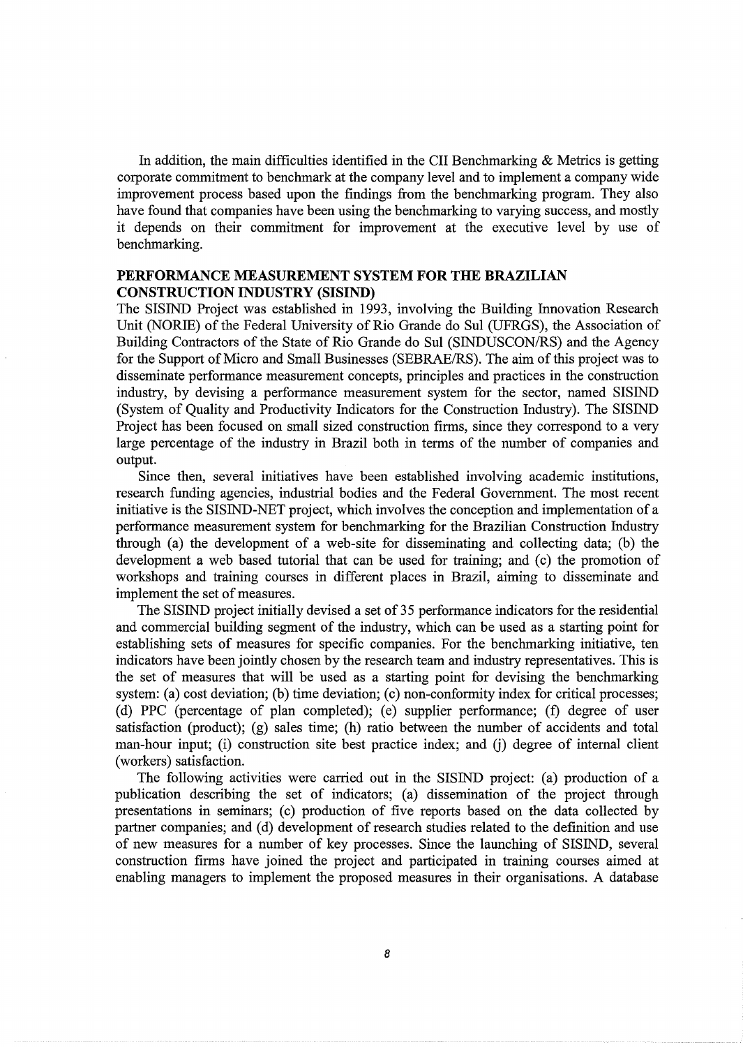In addition, the main difficulties identified in the CII Benchmarking & Metrics is getting corporate commitment to benchmark at the company level and to implement a company wide improvement process based upon the findings from the benchmarking program. They also have found that companies have been using the benchmarking to varying success, and mostly it depends on their commitment for improvement at the executive level by use of benchmarking.

## PERFORMANCE MEASUREMENT SYSTEM FOR THE BRAZILIAN CONSTRUCTION INDUSTRY (SISIND)

The SISIND Project was established in 1993, involving the Building Innovation Research Unit (NORIE) of the Federal University of Rio Grande do Sul (UFRGS), the Association of Building Contractors of the State of Rio Grande do Sul (SINDUSCON/RS) and the Agency for the Support of Micro and Small Businesses (SEBRAE/RS). The aim of this project was to disseminate performance measurement concepts, principles and practices in the construction industry, by devising a performance measurement system for the sector, named SISIND (System of Quality and Productivity Indicators for the Construction Industry). The SISIND Project has been focused on small sized construction firms, since they correspond to a very large percentage of the industry in Brazil both in terms of the number of companies and output.

Since then, several initiatives have been established involving academic institutions, research funding agencies, industrial bodies and the Federal Government. The most recent initiative is the SISIND-NET project, which involves the conception and implementation of a performance measurement system for benchmarking for the Brazilian Construction Industry through (a) the development of a web-site for disseminating and collecting data; (b) the development a web based tutorial that can be used for training; and (c) the promotion of workshops and training courses in different places in Brazil, aiming to disseminate and implement the set of measures.

The SISIND project initially devised a set of 35 performance indicators for the residential and commercial building segment of the industry, which can be used as a starting point for establishing sets of measures for specific companies. For the benchmarking initiative, ten indicators have been jointly chosen by the research team and industry representatives. This is the set of measures that will be used as a starting point for devising the benchmarking system: (a) cost deviation; (b) time deviation; (c) non-conformity index for critical processes; (d) PPC (percentage of plan completed); (e) supplier performance; (f) degree of user satisfaction (product); (g) sales time; (h) ratio between the number of accidents and total man-hour input; (i) construction site best practice index; and (j) degree of internal client (workers) satisfaction.

The following activities were carried out in the SISIND project: (a) production of a publication describing the set of indicators; (a) dissemination of the project through presentations in seminars; (c) production of five reports based on the data collected by partner companies; and (d) development of research studies related to the definition and use of new measures for a number of key processes. Since the launching of SISIND, several construction firms have joined the project and participated in training courses aimed at enabling managers to implement the proposed measures in their organisations. A database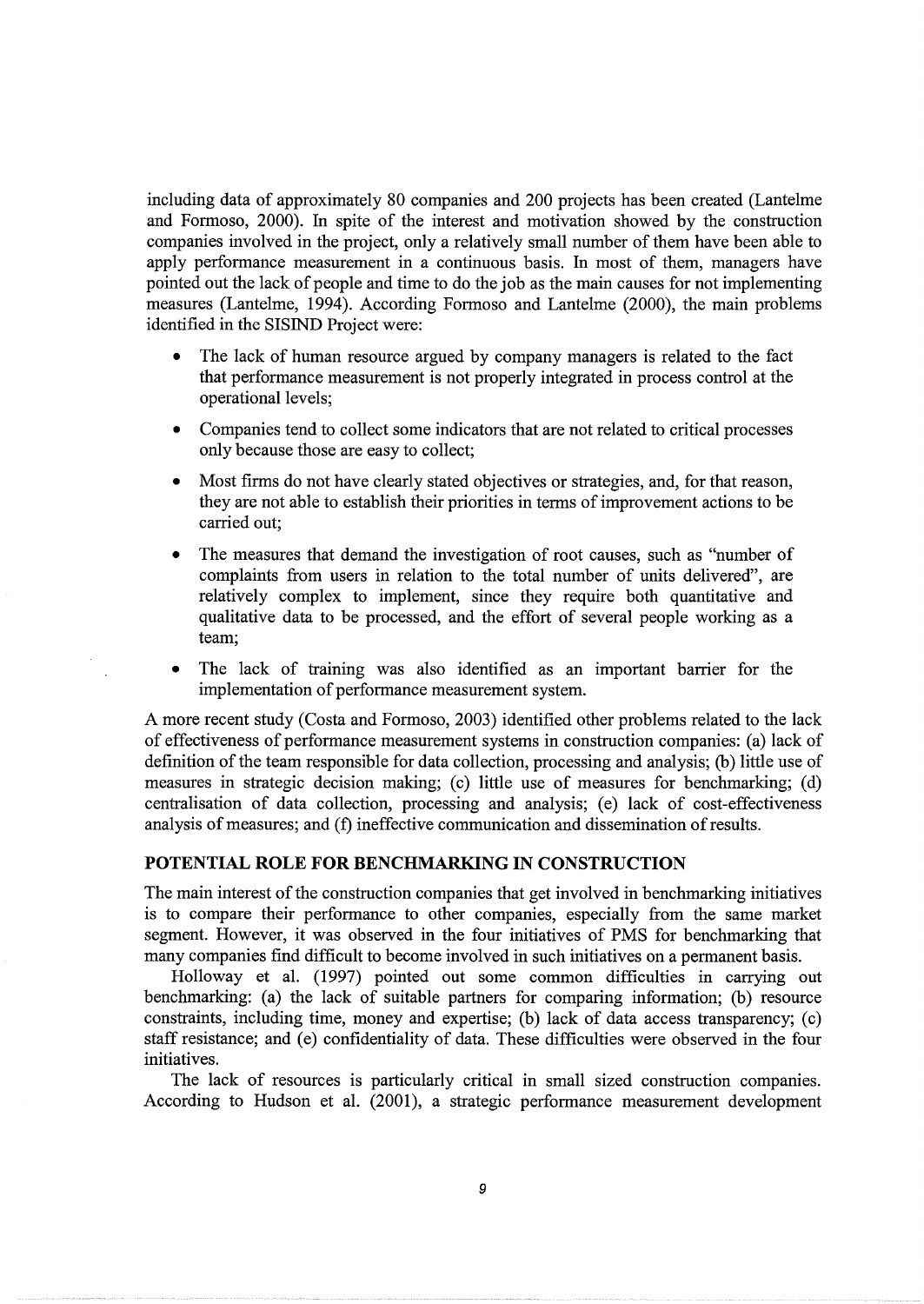including data of approximately 80 companies and 200 projects has been created (Lantelme and Formoso, 2000). In spite of the interest and motivation showed by the construction companies involved in the project, only a relatively small number of them have been able to apply performance measurement in a continuous basis. In most of them, managers have pointed out the lack of people and time to do the job as the main causes for not implementing measures (Lantelme, 1994). According Formoso and Lantelme (2000), the main problems identified in the SISIND Project were:

- The lack of human resource argued by company managers is related to the fact that performance measurement is not properly integrated in process control at the operational levels;
- Companies tend to collect some indicators that are not related to critical processes only because those are easy to collect;
- Most firms do not have clearly stated objectives or strategies, and, for that reason, they are not able to establish their priorities in terms of improvement actions to be carried out;
- The measures that demand the investigation of root causes, such as "number of complaints from users in relation to the total number of units delivered", are relatively complex to implement, since they require both quantitative and qualitative data to be processed, and the effort of several people working as a team;
- The lack of training was also identified as an important barrier for the implementation of performance measurement system.

A more recent study (Costa and Formoso, 2003) identified other problems related to the lack of effectiveness of performance measurement systems in construction companies: (a) lack of definition of the team responsible for data collection, processing and analysis; (b) little use of measures in strategic decision making; (c) little use of measures for benchmarking; (d) centralisation of data collection, processing and analysis; (e) lack of cost-effectiveness analysis of measures; and (f) ineffective communication and dissemination of results.

## POTENTIAL ROLE FOR BENCHMARKING IN CONSTRUCTION

The main interest of the construction companies that get involved in benchmarking initiatives is to compare their performance to other companies, especially from the same market segment. However, it was observed in the four initiatives of PMS for benchmarking that many companies find difficult to become involved in such initiatives on a permanent basis.

Holloway et al. (1997) pointed out some common difficulties in carrying out benchmarking: (a) the lack of suitable partners for comparing information; (b) resource constraints, including time, money and expertise; (b) lack of data access transparency; (c) staff resistance; and (e) confidentiality of data. These difficulties were observed in the four initiatives.

The lack of resources is particularly critical in small sized construction companies. According to Hudson et al. (2001), a strategic performance measurement development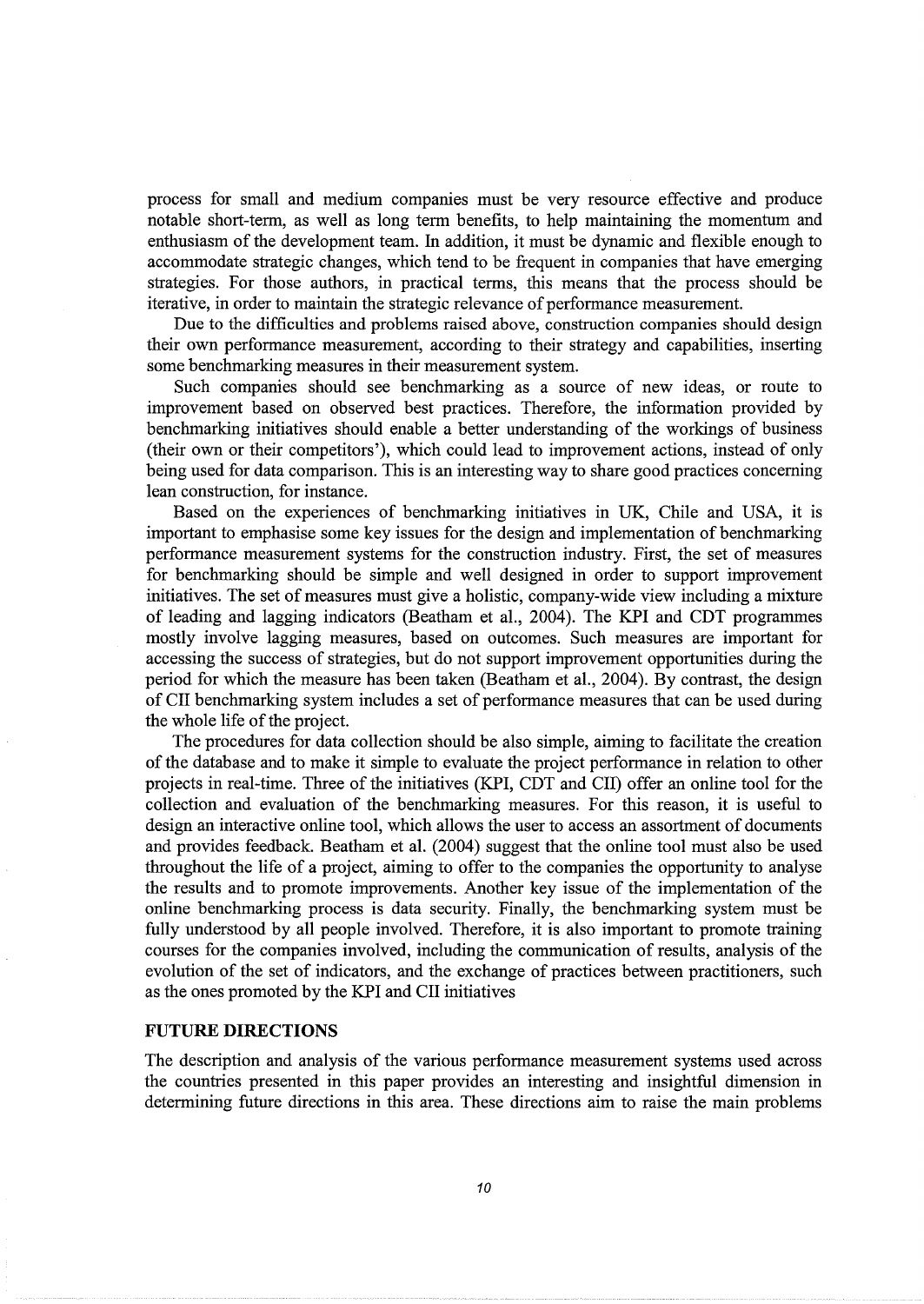process for small and medium companies must be very resource effective and produce notable short-term, as well as long term benefits, to help maintaining the momentum and enthusiasm of the development team. In addition, it must be dynamic and flexible enough to accommodate strategic changes, which tend to be frequent in companies that have emerging strategies. For those authors, in practical terms, this means that the process should be iterative, in order to maintain the strategic relevance of performance measurement.

Due to the difficulties and problems raised above, construction companies should design their own performance measurement, according to their strategy and capabilities, inserting some benchmarking measures in their measurement system.

Such companies should see benchmarking as a source of new ideas, or route to improvement based on observed best practices. Therefore, the information provided by benchmarking initiatives should enable a better understanding of the workings of business (their own or their competitors'), which could lead to improvement actions, instead of only being used for data comparison. This is an interesting way to share good practices concerning lean construction, for instance.

Based on the experiences of benchmarking initiatives in UK, Chile and USA, it is important to emphasise some key issues for the design and implementation of benchmarking performance measurement systems for the construction industry. First, the set of measures for benchmarking should be simple and well designed in order to support improvement initiatives. The set of measures must give a holistic, company-wide view including a mixture of leading and lagging indicators (Beatham et al., 2004). The KPI and CDT programmes mostly involve lagging measures, based on outcomes. Such measures are important for accessing the success of strategies, but do not support improvement opportunities during the period for which the measure has been taken (Beatham et al., 2004). By contrast, the design of CII benchmarking system includes a set of performance measures that can be used during the whole life of the project.

The procedures for data collection should be also simple, aiming to facilitate the creation of the database and to make it simple to evaluate the project performance in relation to other projects in real-time. Three of the initiatives (KPI, CDT and CII) offer an online tool for the collection and evaluation of the benchmarking measures. For this reason, it is useful to design an interactive online tool, which allows the user to access an assortment of documents and provides feedback. Beatham et al. (2004) suggest that the online tool must also be used throughout the life of a project, aiming to offer to the companies the opportunity to analyse the results and to promote improvements. Another key issue of the implementation of the online benchmarking process is data security. Finally, the benchmarking system must be fully understood by all people involved. Therefore, it is also important to promote training courses for the companies involved, including the communication of results, analysis of the evolution of the set of indicators, and the exchange of practices between practitioners, such as the ones promoted by the KPI and CII initiatives

## FUTURE DIRECTIONS

The description and analysis of the various performance measurement systems used across the countries presented in this paper provides an interesting and insightful dimension in determining future directions in this area. These directions aim to raise the main problems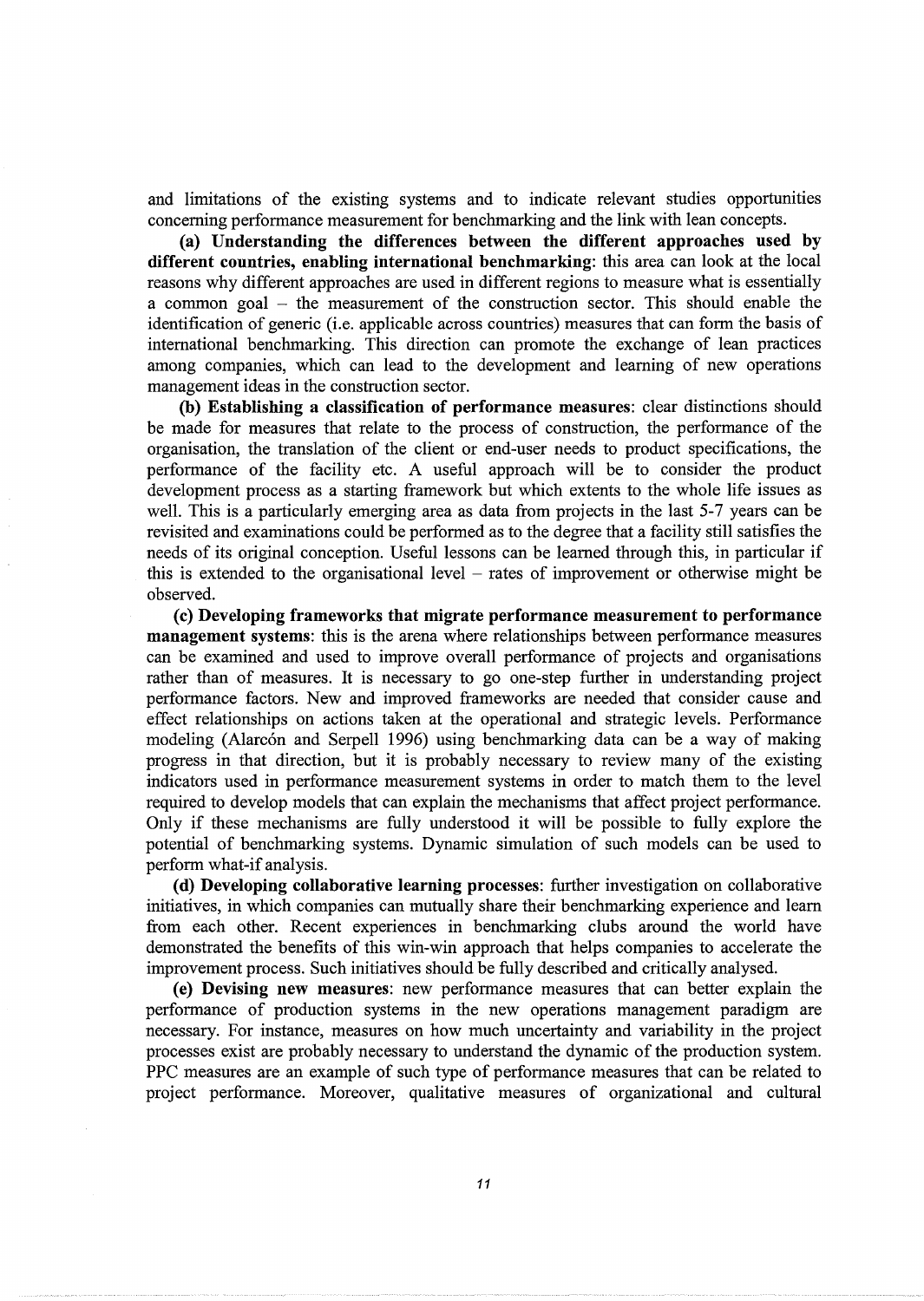and limitations of the existing systems and to indicate relevant studies opportunities concerning performance measurement for benchmarking and the link with lean concepts.

**(a) Understanding the differences between the different approaches used by different countries, enabling international benchmarking**: this area can look at the local reasons why different approaches are used in different regions to measure what is essentially a common goal – the measurement of the construction sector. This should enable the identification of generic (i.e. applicable across countries) measures that can form the basis of international benchmarking. This direction can promote the exchange of lean practices among companies, which can lead to the development and learning of new operations management ideas in the construction sector.

**(b) Establishing a classification of performance measures**: clear distinctions should be made for measures that relate to the process of construction, the performance of the organisation, the translation of the client or end-user needs to product specifications, the performance of the facility etc. A useful approach will be to consider the product development process as a starting framework but which extents to the whole life issues as well. This is a particularly emerging area as data from projects in the last 5-7 years can be revisited and examinations could be performed as to the degree that a facility still satisfies the needs of its original conception. Useful lessons can be learned through this, in particular if this is extended to the organisational level – rates of improvement or otherwise might be observed.

**(c) Developing frameworks that migrate performance measurement to performance management systems**: this is the arena where relationships between performance measures can be examined and used to improve overall performance of projects and organisations rather than of measures. It is necessary to go one-step further in understanding project performance factors. New and improved frameworks are needed that consider cause and effect relationships on actions taken at the operational and strategic levels. Performance modeling (Alarcón and Serpell 1996) using benchmarking data can be a way of making progress in that direction, but it is probably necessary to review many of the existing indicators used in performance measurement systems in order to match them to the level required to develop models that can explain the mechanisms that affect project performance. Only if these mechanisms are fully understood it will be possible to fully explore the potential of benchmarking systems. Dynamic simulation of such models can be used to perform what-if analysis.

**(d) Developing collaborative learning processes**: further investigation on collaborative initiatives, in which companies can mutually share their benchmarking experience and learn from each other. Recent experiences in benchmarking clubs around the world have demonstrated the benefits of this win-win approach that helps companies to accelerate the improvement process. Such initiatives should be fully described and critically analysed.

**(e) Devising new measures**: new performance measures that can better explain the performance of production systems in the new operations management paradigm are necessary. For instance, measures on how much uncertainty and variability in the project processes exist are probably necessary to understand the dynamic of the production system. PPC measures are an example of such type of performance measures that can be related to project performance. Moreover, qualitative measures of organizational and cultural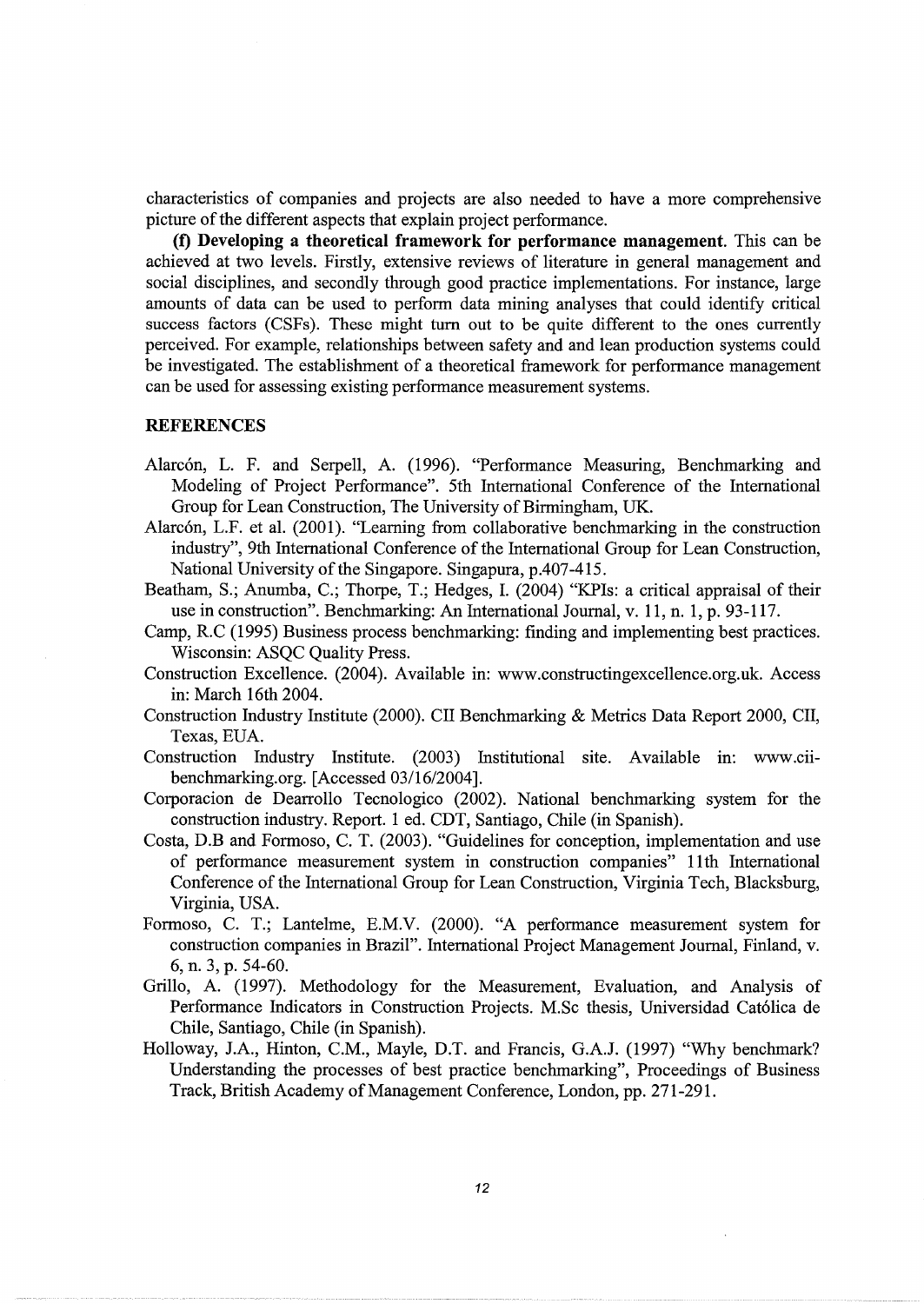characteristics of companies and projects are also needed to have a more comprehensive picture of the different aspects that explain project performance.

**(f) Developing a theoretical framework for performance management.** This can be achieved at two levels. Firstly, extensive reviews of literature in general management and social disciplines, and secondly through good practice implementations. For instance, large amounts of data can be used to perform data mining analyses that could identify critical success factors (CSFs). These might turn out to be quite different to the ones currently perceived. For example, relationships between safety and and lean production systems could be investigated. The establishment of a theoretical framework for performance management can be used for assessing existing performance measurement systems.

## REFERENCES

Alarcón, L. F. and Serpell, A. (1996). "Performance Measuring, Benchmarking and Modeling of Project Performance". 5th International Conference of the International Group for Lean Construction, The University of Birmingham, UK.

Alarcón, L.F. et al. (2001). "Learning from collaborative benchmarking in the construction industry", 9th International Conference of the International Group for Lean Construction, National University of the Singapore. Singapura, p.407-415.

Beatham, S.; Anumba, C.; Thorpe, T.; Hedges, I. (2004) "KPIs: a critical appraisal of their use in construction". Benchmarking: An International Journal, v. 11, n. 1, p. 93-117.

Camp, R.C (1995) Business process benchmarking: finding and implementing best practices. Wisconsin: ASQC Quality Press.

Construction Excellence. (2004). Available in: www.constructingexcellence.org.uk. Access in: March 16th 2004.

Construction Industry Institute (2000). CII Benchmarking & Metrics Data Report 2000, CII, Texas, EUA.

Construction Industry Institute. (2003) Institutional site. Available in: www.cii-benchmarking.org. [Accessed 03/16/2004].

Corporacion de Dearrollo Tecnologico (2002). National benchmarking system for the construction industry. Report. 1 ed. CDT, Santiago, Chile (in Spanish).

Costa, D.B and Formoso, C. T. (2003). "Guidelines for conception, implementation and use of performance measurement system in construction companies" 11th International Conference of the International Group for Lean Construction, Virginia Tech, Blacksburg, Virginia, USA.

Formoso, C. T.; Lantelme, E.M.V. (2000). "A performance measurement system for construction companies in Brazil". International Project Management Journal, Finland, v. 6, n. 3, p. 54-60.

Grillo, A. (1997). Methodology for the Measurement, Evaluation, and Analysis of Performance Indicators in Construction Projects. M.Sc thesis, Universidad Católica de Chile, Santiago, Chile (in Spanish).

Holloway, J.A., Hinton, C.M., Mayle, D.T. and Francis, G.A.J. (1997) "Why benchmark? Understanding the processes of best practice benchmarking", Proceedings of Business Track, British Academy of Management Conference, London, pp. 271-291.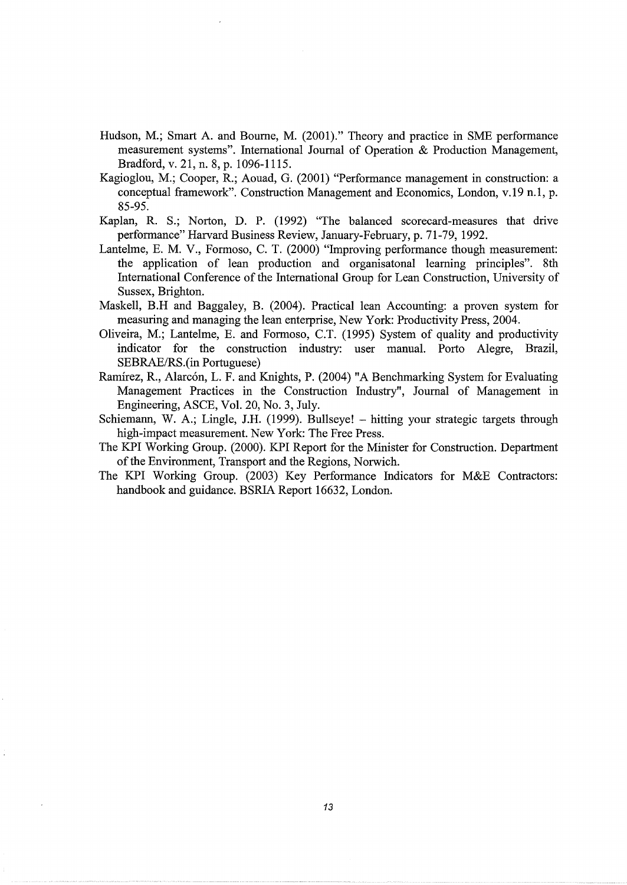Hudson, M.; Smart A. and Bourne, M. (2001)." Theory and practice in SME performance measurement systems". International Journal of Operation & Production Management, Bradford, v. 21, n. 8, p. 1096-1115.

Kagioglou, M.; Cooper, R.; Aouad, G. (2001) "Performance management in construction: a conceptual framework". Construction Management and Economics, London, v.19 n.1, p. 85-95.

Kaplan, R. S.; Norton, D. P. (1992) "The balanced scorecard-measures that drive performance" Harvard Business Review, January-February, p. 71-79, 1992.

Lantelme, E. M. V., Formoso, C. T. (2000) "Improving performance though measurement: the application of lean production and organisatonal learning principles". 8th International Conference of the International Group for Lean Construction, University of Sussex, Brighton.

Maskell, B.H and Baggaley, B. (2004). Practical lean Accounting: a proven system for measuring and managing the lean enterprise, New York: Productivity Press, 2004.

Oliveira, M.; Lantelme, E. and Formoso, C.T. (1995) System of quality and productivity indicator for the construction industry: user manual. Porto Alegre, Brazil, SEBRAE/RS.(in Portuguese)

Ramírez, R., Alarcón, L. F. and Knights, P. (2004) "A Benchmarking System for Evaluating Management Practices in the Construction Industry", Journal of Management in Engineering, ASCE, Vol. 20, No. 3, July.

Schiemann, W. A.; Lingle, J.H. (1999). Bullseye! – hitting your strategic targets through high-impact measurement. New York: The Free Press.

The KPI Working Group. (2000). KPI Report for the Minister for Construction. Department of the Environment, Transport and the Regions, Norwich.

The KPI Working Group. (2003) Key Performance Indicators for M&E Contractors: handbook and guidance. BSRIA Report 16632, London.